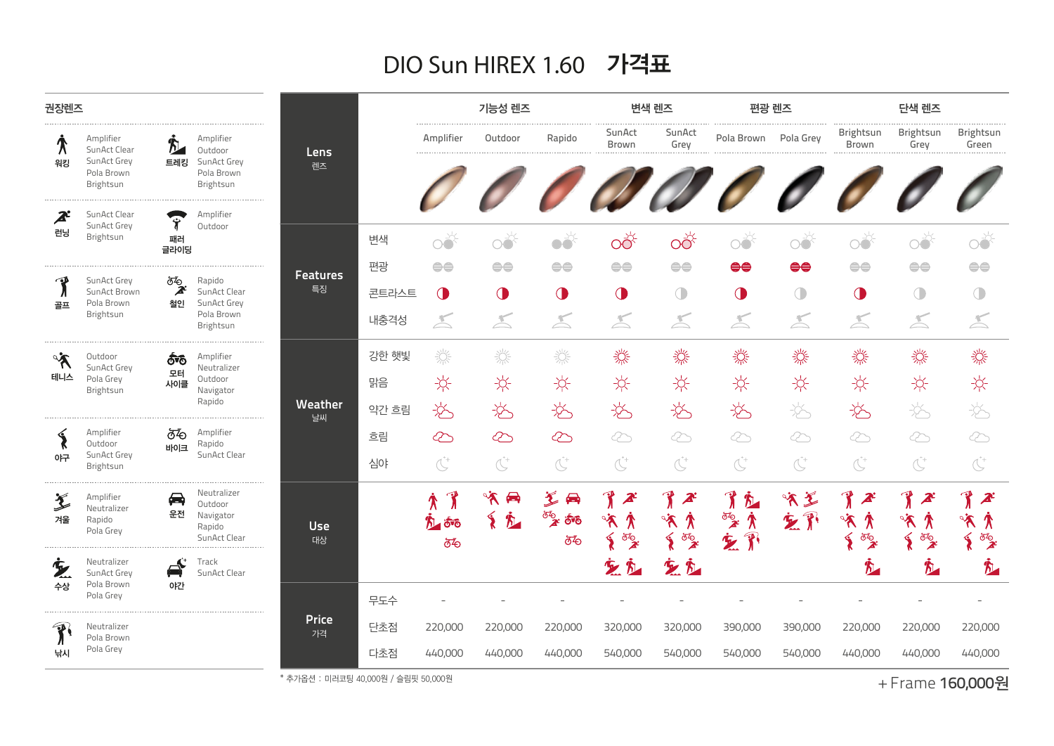# DIO Sun HIREX 1.60 가격표

## 권장렌즈

| 용도 | 권장렌즈 | 용도 | 권장렌즈 |
|---|---|---|---|
| 워킹 | Amplifier, SunAct Clear, SunAct Grey, Pola Brown, Brightsun | 트레킹 | Amplifier, Outdoor, SunAct Grey, Pola Brown, Brightsun |
| 런닝 | SunAct Clear, SunAct Grey, Brightsun | 패러글라이딩 | Amplifier, Outdoor |
| 골프 | SunAct Grey, SunAct Brown, Pola Brown, Brightsun | 철인 | Rapido, SunAct Clear, SunAct Grey, Pola Brown, Brightsun |
| 테니스 | Outdoor, SunAct Grey, Pola Grey, Brightsun | 모터사이클 | Amplifier, Neutralizer, Outdoor, Navigator, Rapido |
| 야구 | Amplifier, Outdoor, SunAct Grey, Brightsun | 바이크 | Amplifier, Rapido, SunAct Clear |
| 겨울 | Amplifier, Neutralizer, Rapido, Pola Grey | 운전 | Neutralizer, Outdoor, Navigator, Rapido, SunAct Clear |
| 수상 | Neutralizer, SunAct Grey, Pola Brown, Pola Grey | 야간 | Track, SunAct Clear |
| 낚시 | Neutralizer, Pola Brown, Pola Grey | | |

## 가격표

| Lens 렌즈 | 기능성 렌즈 | | | 변색 렌즈 | | 편광 렌즈 | | 단색 렌즈 | | |
|---|---|---|---|---|---|---|---|---|---|---|
| | Amplifier | Outdoor | Rapido | SunAct Brown | SunAct Grey | Pola Brown | Pola Grey | Brightsun Brown | Brightsun Grey | Brightsun Green |
| **Price 가격** 무도수 | - | - | - | - | - | - | - | - | - | - |
| 단초점 | 220,000 | 220,000 | 220,000 | 320,000 | 320,000 | 390,000 | 390,000 | 220,000 | 220,000 | 220,000 |
| 다초점 | 440,000 | 440,000 | 440,000 | 540,000 | 540,000 | 540,000 | 540,000 | 440,000 | 440,000 | 440,000 |

Features 특징: 변색, 편광, 콘트라스트, 내충격성

Weather 날씨: 강한 햇빛, 맑음, 약간 흐림, 흐림, 심야

Use 대상

\* 추가옵션 : 미러코팅 40,000원 / 슬림핏 50,000원

+ Frame **160,000원**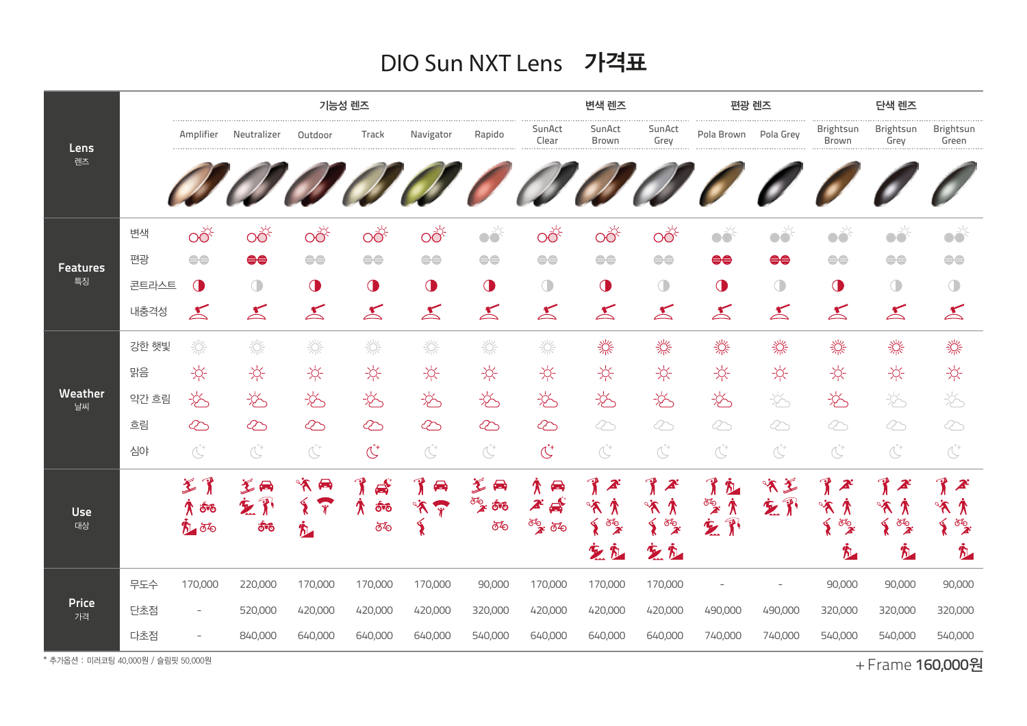# DIO Sun NXT Lens 가격표

| Lens 렌즈 | | 기능성 렌즈 | | | | | | 변색 렌즈 | | | 편광 렌즈 | | 단색 렌즈 | | |
|---|---|---|---|---|---|---|---|---|---|---|---|---|---|---|---|
| | | Amplifier | Neutralizer | Outdoor | Track | Navigator | Rapido | SunAct Clear | SunAct Brown | SunAct Grey | Pola Brown | Pola Grey | Brightsun Brown | Brightsun Grey | Brightsun Green |
| Price 가격 | 무도수 | 170,000 | 220,000 | 170,000 | 170,000 | 170,000 | 90,000 | 170,000 | 170,000 | 170,000 | - | - | 90,000 | 90,000 | 90,000 |
| | 단초점 | - | 520,000 | 420,000 | 420,000 | 420,000 | 320,000 | 420,000 | 420,000 | 420,000 | 490,000 | 490,000 | 320,000 | 320,000 | 320,000 |
| | 다초점 | - | 840,000 | 640,000 | 640,000 | 640,000 | 540,000 | 640,000 | 640,000 | 640,000 | 740,000 | 740,000 | 540,000 | 540,000 | 540,000 |

Features 특징: 변색 / 편광 / 콘트라스트 / 내충격성

Weather 날씨: 강한 햇빛 / 맑음 / 약간 흐림 / 흐림 / 심야

Use 대상

* 추가옵션 : 미러코팅 40,000원 / 슬림핏 50,000원

+ Frame **160,000원**